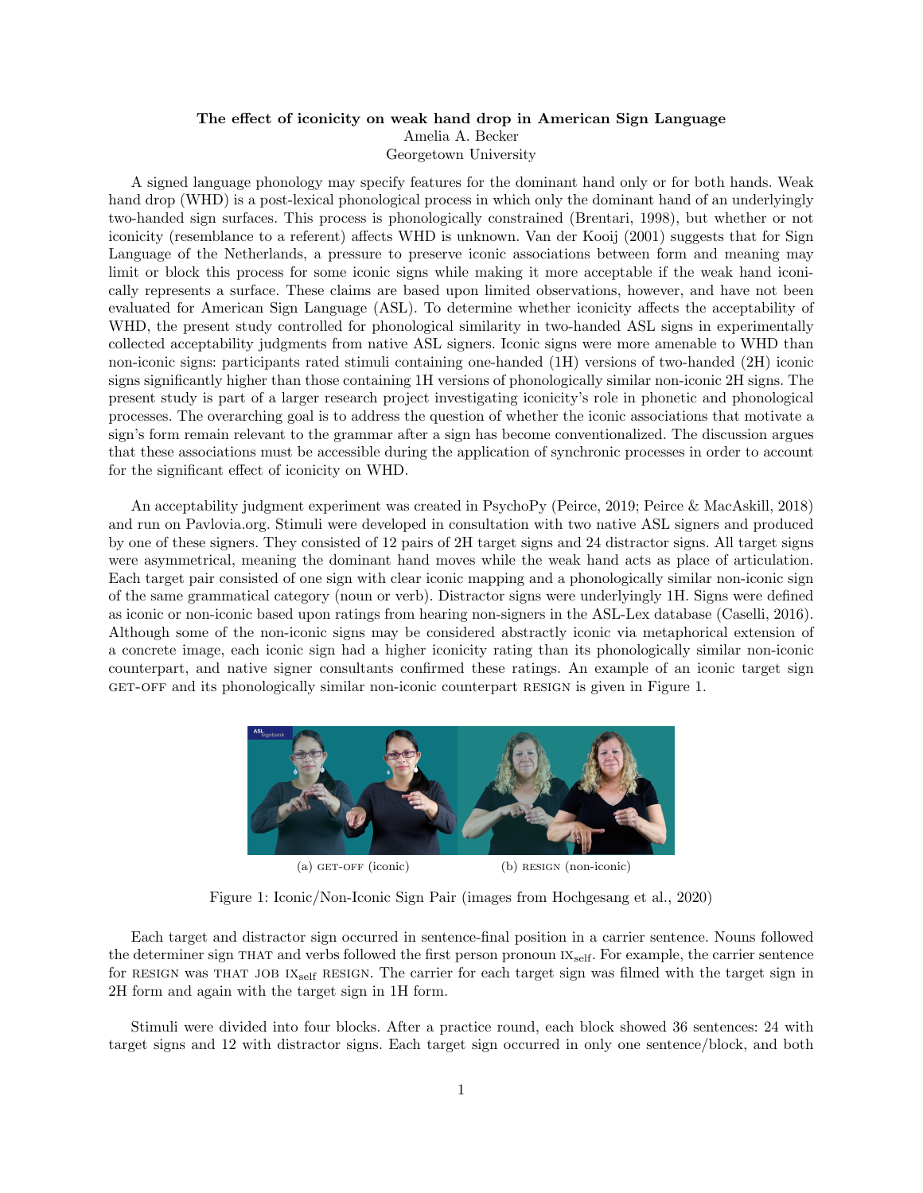**The effect of iconicity on weak hand drop in American Sign Language**

Amelia A. Becker

Georgetown University

A signed language phonology may specify features for the dominant hand only or for both hands. Weak hand drop (WHD) is a post-lexical phonological process in which only the dominant hand of an underlyingly two-handed sign surfaces. This process is phonologically constrained (Brentari, 1998), but whether or not iconicity (resemblance to a referent) affects WHD is unknown. Van der Kooij (2001) suggests that for Sign Language of the Netherlands, a pressure to preserve iconic associations between form and meaning may limit or block this process for some iconic signs while making it more acceptable if the weak hand iconically represents a surface. These claims are based upon limited observations, however, and have not been evaluated for American Sign Language (ASL). To determine whether iconicity affects the acceptability of WHD, the present study controlled for phonological similarity in two-handed ASL signs in experimentally collected acceptability judgments from native ASL signers. Iconic signs were more amenable to WHD than non-iconic signs: participants rated stimuli containing one-handed (1H) versions of two-handed (2H) iconic signs significantly higher than those containing 1H versions of phonologically similar non-iconic 2H signs. The present study is part of a larger research project investigating iconicity's role in phonetic and phonological processes. The overarching goal is to address the question of whether the iconic associations that motivate a sign's form remain relevant to the grammar after a sign has become conventionalized. The discussion argues that these associations must be accessible during the application of synchronic processes in order to account for the significant effect of iconicity on WHD.

An acceptability judgment experiment was created in PsychoPy (Peirce, 2019; Peirce & MacAskill, 2018) and run on Pavlovia.org. Stimuli were developed in consultation with two native ASL signers and produced by one of these signers. They consisted of 12 pairs of 2H target signs and 24 distractor signs. All target signs were asymmetrical, meaning the dominant hand moves while the weak hand acts as place of articulation. Each target pair consisted of one sign with clear iconic mapping and a phonologically similar non-iconic sign of the same grammatical category (noun or verb). Distractor signs were underlyingly 1H. Signs were defined as iconic or non-iconic based upon ratings from hearing non-signers in the ASL-Lex database (Caselli, 2016). Although some of the non-iconic signs may be considered abstractly iconic via metaphorical extension of a concrete image, each iconic sign had a higher iconicity rating than its phonologically similar non-iconic counterpart, and native signer consultants confirmed these ratings. An example of an iconic target sign GET-OFF and its phonologically similar non-iconic counterpart RESIGN is given in Figure 1.

(a) GET-OFF (iconic) (b) RESIGN (non-iconic)

Figure 1: Iconic/Non-Iconic Sign Pair (images from Hochgesang et al., 2020)

Each target and distractor sign occurred in sentence-final position in a carrier sentence. Nouns followed the determiner sign THAT and verbs followed the first person pronoun $\text{IX}_{\text{self}}$. For example, the carrier sentence for RESIGN was THAT JOB $\text{IX}_{\text{self}}$ RESIGN. The carrier for each target sign was filmed with the target sign in 2H form and again with the target sign in 1H form.

Stimuli were divided into four blocks. After a practice round, each block showed 36 sentences: 24 with target signs and 12 with distractor signs. Each target sign occurred in only one sentence/block, and both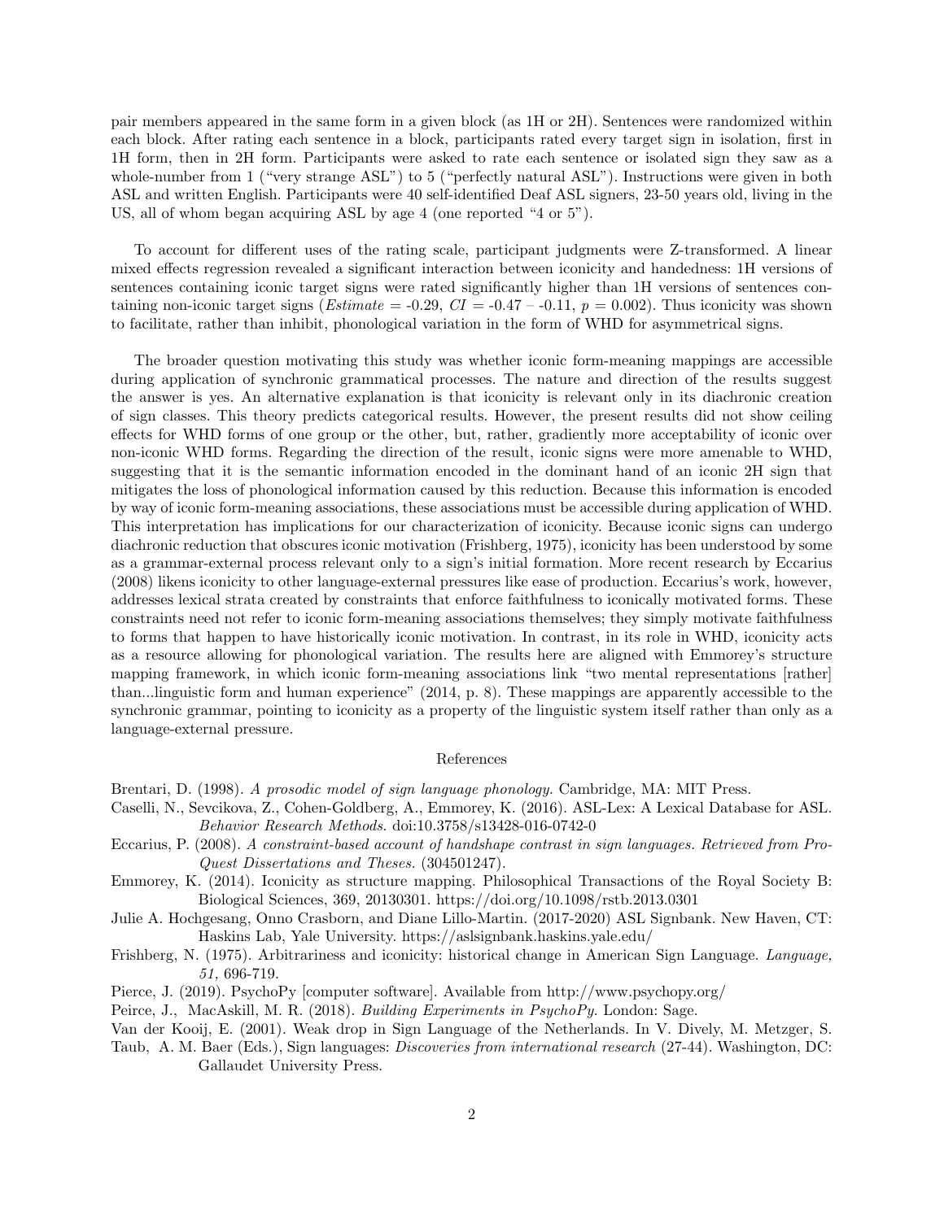pair members appeared in the same form in a given block (as 1H or 2H). Sentences were randomized within each block. After rating each sentence in a block, participants rated every target sign in isolation, first in 1H form, then in 2H form. Participants were asked to rate each sentence or isolated sign they saw as a whole-number from 1 ("very strange ASL") to 5 ("perfectly natural ASL"). Instructions were given in both ASL and written English. Participants were 40 self-identified Deaf ASL signers, 23-50 years old, living in the US, all of whom began acquiring ASL by age 4 (one reported "4 or 5").

To account for different uses of the rating scale, participant judgments were Z-transformed. A linear mixed effects regression revealed a significant interaction between iconicity and handedness: 1H versions of sentences containing iconic target signs were rated significantly higher than 1H versions of sentences containing non-iconic target signs (*Estimate* = -0.29, *CI* = -0.47 – -0.11, $p$ = 0.002). Thus iconicity was shown to facilitate, rather than inhibit, phonological variation in the form of WHD for asymmetrical signs.

The broader question motivating this study was whether iconic form-meaning mappings are accessible during application of synchronic grammatical processes. The nature and direction of the results suggest the answer is yes. An alternative explanation is that iconicity is relevant only in its diachronic creation of sign classes. This theory predicts categorical results. However, the present results did not show ceiling effects for WHD forms of one group or the other, but, rather, gradiently more acceptability of iconic over non-iconic WHD forms. Regarding the direction of the result, iconic signs were more amenable to WHD, suggesting that it is the semantic information encoded in the dominant hand of an iconic 2H sign that mitigates the loss of phonological information caused by this reduction. Because this information is encoded by way of iconic form-meaning associations, these associations must be accessible during application of WHD. This interpretation has implications for our characterization of iconicity. Because iconic signs can undergo diachronic reduction that obscures iconic motivation (Frishberg, 1975), iconicity has been understood by some as a grammar-external process relevant only to a sign's initial formation. More recent research by Eccarius (2008) likens iconicity to other language-external pressures like ease of production. Eccarius's work, however, addresses lexical strata created by constraints that enforce faithfulness to iconically motivated forms. These constraints need not refer to iconic form-meaning associations themselves; they simply motivate faithfulness to forms that happen to have historically iconic motivation. In contrast, in its role in WHD, iconicity acts as a resource allowing for phonological variation. The results here are aligned with Emmorey's structure mapping framework, in which iconic form-meaning associations link "two mental representations [rather] than...linguistic form and human experience" (2014, p. 8). These mappings are apparently accessible to the synchronic grammar, pointing to iconicity as a property of the linguistic system itself rather than only as a language-external pressure.

## References

Brentari, D. (1998). *A prosodic model of sign language phonology.* Cambridge, MA: MIT Press.

Caselli, N., Sevcikova, Z., Cohen-Goldberg, A., Emmorey, K. (2016). ASL-Lex: A Lexical Database for ASL. *Behavior Research Methods.* doi:10.3758/s13428-016-0742-0

Eccarius, P. (2008). *A constraint-based account of handshape contrast in sign languages. Retrieved from ProQuest Dissertations and Theses.* (304501247).

Emmorey, K. (2014). Iconicity as structure mapping. Philosophical Transactions of the Royal Society B: Biological Sciences, 369, 20130301. https://doi.org/10.1098/rstb.2013.0301

Julie A. Hochgesang, Onno Crasborn, and Diane Lillo-Martin. (2017-2020) ASL Signbank. New Haven, CT: Haskins Lab, Yale University. https://aslsignbank.haskins.yale.edu/

Frishberg, N. (1975). Arbitrariness and iconicity: historical change in American Sign Language. *Language, 51,* 696-719.

Pierce, J. (2019). PsychoPy [computer software]. Available from http://www.psychopy.org/

Peirce, J., MacAskill, M. R. (2018). *Building Experiments in PsychoPy.* London: Sage.

Van der Kooij, E. (2001). Weak drop in Sign Language of the Netherlands. In V. Dively, M. Metzger, S. Taub, A. M. Baer (Eds.), Sign languages: *Discoveries from international research* (27-44). Washington, DC: Gallaudet University Press.